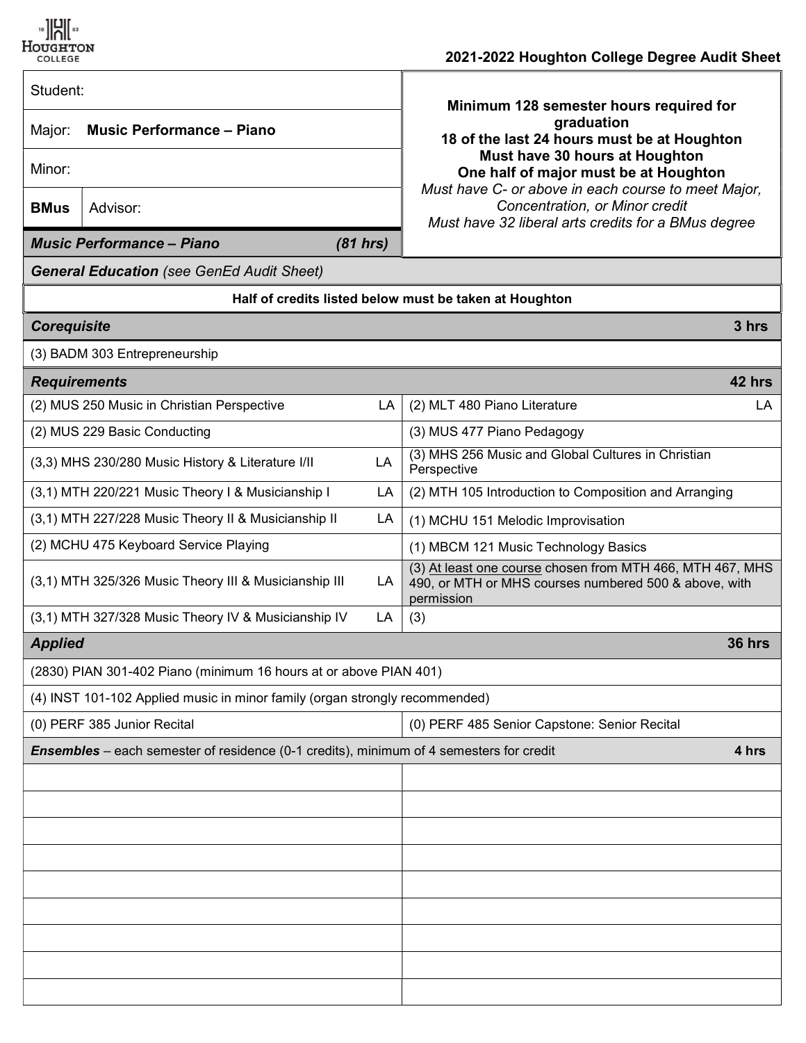**2021-2022 Houghton College Degree Audit Sheet**

| | |
|---|---|
| Student: | **Minimum 128 semester hours required for graduation** |
| Major: **Music Performance – Piano** | **18 of the last 24 hours must be at Houghton** |
| Minor: | **Must have 30 hours at Houghton** |
| **BMus** Advisor: | **One half of major must be at Houghton** |
| ***Music Performance – Piano*** ***(81 hrs)*** | *Must have C- or above in each course to meet Major, Concentration, or Minor credit* *Must have 32 liberal arts credits for a BMus degree* |

***General Education*** *(see GenEd Audit Sheet)*

**Half of credits listed below must be taken at Houghton**

| | |
|---|---|
| ***Corequisite*** | **3 hrs** |
| (3) BADM 303 Entrepreneurship | |
| ***Requirements*** | **42 hrs** |
| (2) MUS 250 Music in Christian Perspective — LA | (2) MLT 480 Piano Literature — LA |
| (2) MUS 229 Basic Conducting | (3) MUS 477 Piano Pedagogy |
| (3,3) MHS 230/280 Music History & Literature I/II — LA | (3) MHS 256 Music and Global Cultures in Christian Perspective |
| (3,1) MTH 220/221 Music Theory I & Musicianship I — LA | (2) MTH 105 Introduction to Composition and Arranging |
| (3,1) MTH 227/228 Music Theory II & Musicianship II — LA | (1) MCHU 151 Melodic Improvisation |
| (2) MCHU 475 Keyboard Service Playing | (1) MBCM 121 Music Technology Basics |
| (3,1) MTH 325/326 Music Theory III & Musicianship III — LA | (3) At least one course chosen from MTH 466, MTH 467, MHS 490, or MTH or MHS courses numbered 500 & above, with permission |
| (3,1) MTH 327/328 Music Theory IV & Musicianship IV — LA | (3) |
| ***Applied*** | **36 hrs** |
| (2830) PIAN 301-402 Piano (minimum 16 hours at or above PIAN 401) | |
| (4) INST 101-102 Applied music in minor family (organ strongly recommended) | |
| (0) PERF 385 Junior Recital | (0) PERF 485 Senior Capstone: Senior Recital |
| ***Ensembles*** – each semester of residence (0-1 credits), minimum of 4 semesters for credit | **4 hrs** |
| | |
| | |
| | |
| | |
| | |
| | |
| | |
| | |
| | |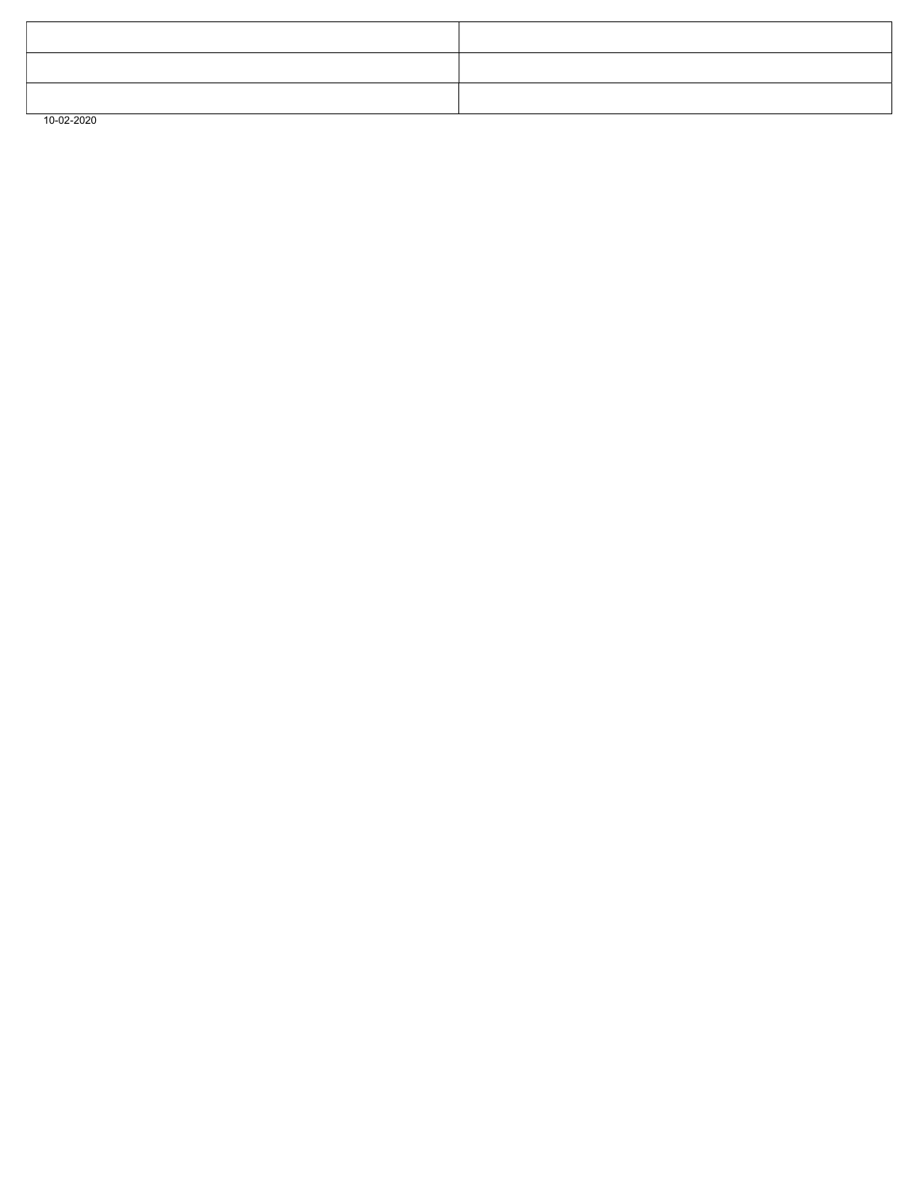| | |
|---|---|
| | |
| | |

10-02-2020